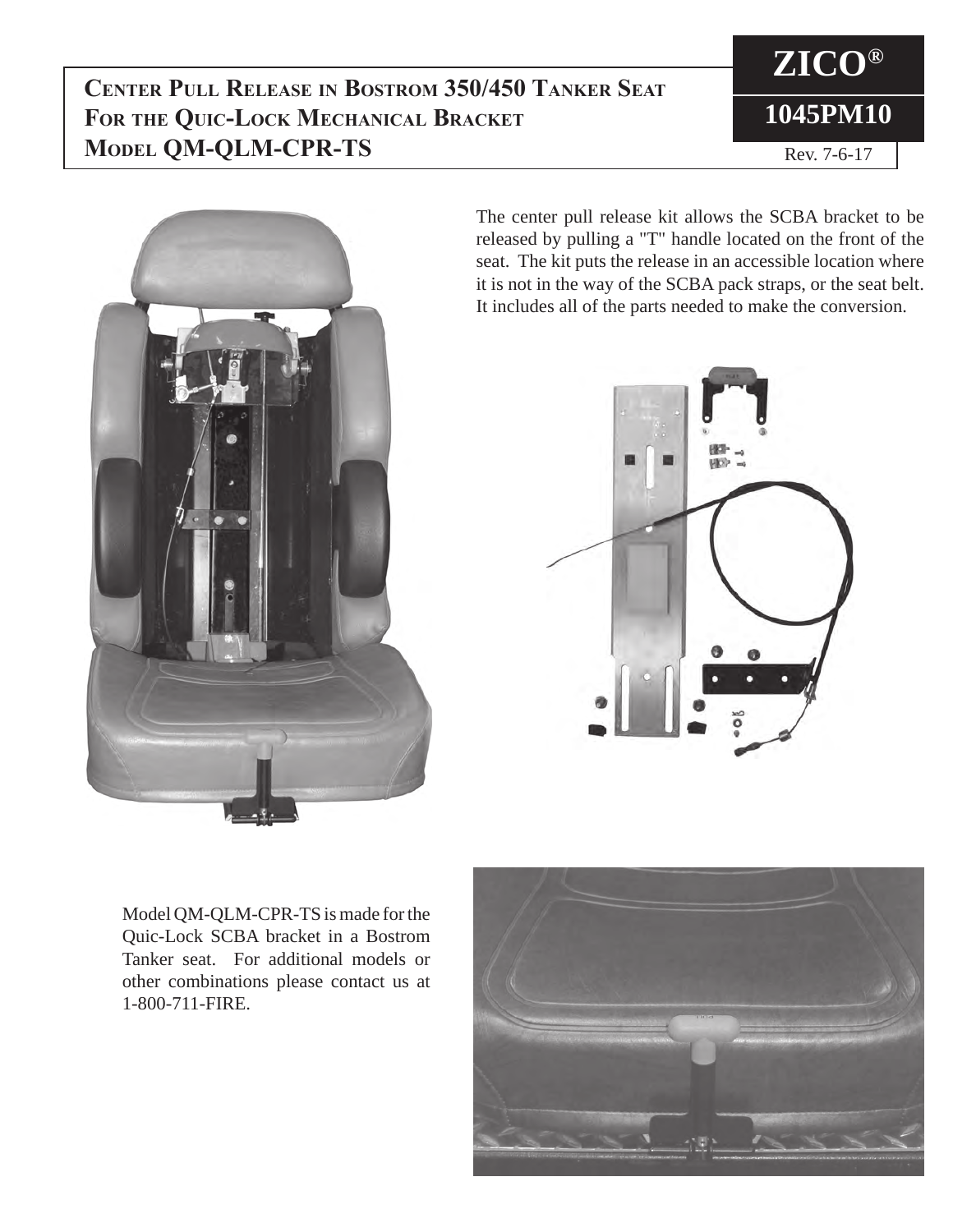# Center Pull Release in Bostrom 350/450 Tanker Seat For the Quic-Lock Mechanical Bracket Model QM-QLM-CPR-TS

**ZICO®**

**1045PM10**

Rev. 7-6-17

The center pull release kit allows the SCBA bracket to be released by pulling a "T" handle located on the front of the seat. The kit puts the release in an accessible location where it is not in the way of the SCBA pack straps, or the seat belt. It includes all of the parts needed to make the conversion.

Model QM-QLM-CPR-TS is made for the Quic-Lock SCBA bracket in a Bostrom Tanker seat. For additional models or other combinations please contact us at 1-800-711-FIRE.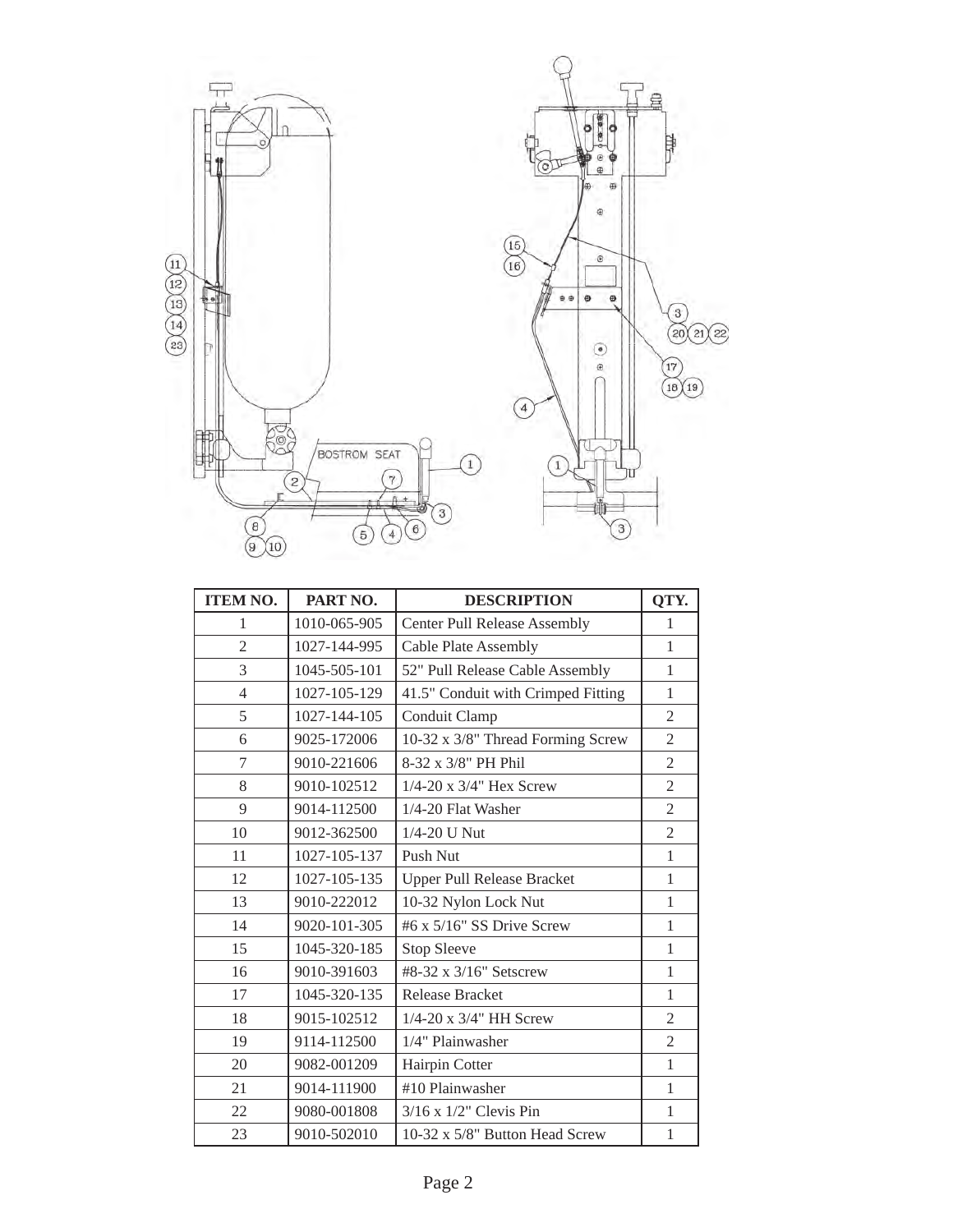| ITEM NO. | PART NO. | DESCRIPTION | QTY. |
|---|---|---|---|
| 1 | 1010-065-905 | Center Pull Release Assembly | 1 |
| 2 | 1027-144-995 | Cable Plate Assembly | 1 |
| 3 | 1045-505-101 | 52" Pull Release Cable Assembly | 1 |
| 4 | 1027-105-129 | 41.5" Conduit with Crimped Fitting | 1 |
| 5 | 1027-144-105 | Conduit Clamp | 2 |
| 6 | 9025-172006 | 10-32 x 3/8" Thread Forming Screw | 2 |
| 7 | 9010-221606 | 8-32 x 3/8" PH Phil | 2 |
| 8 | 9010-102512 | 1/4-20 x 3/4" Hex Screw | 2 |
| 9 | 9014-112500 | 1/4-20 Flat Washer | 2 |
| 10 | 9012-362500 | 1/4-20 U Nut | 2 |
| 11 | 1027-105-137 | Push Nut | 1 |
| 12 | 1027-105-135 | Upper Pull Release Bracket | 1 |
| 13 | 9010-222012 | 10-32 Nylon Lock Nut | 1 |
| 14 | 9020-101-305 | #6 x 5/16" SS Drive Screw | 1 |
| 15 | 1045-320-185 | Stop Sleeve | 1 |
| 16 | 9010-391603 | #8-32 x 3/16" Setscrew | 1 |
| 17 | 1045-320-135 | Release Bracket | 1 |
| 18 | 9015-102512 | 1/4-20 x 3/4" HH Screw | 2 |
| 19 | 9114-112500 | 1/4" Plainwasher | 2 |
| 20 | 9082-001209 | Hairpin Cotter | 1 |
| 21 | 9014-111900 | #10 Plainwasher | 1 |
| 22 | 9080-001808 | 3/16 x 1/2" Clevis Pin | 1 |
| 23 | 9010-502010 | 10-32 x 5/8" Button Head Screw | 1 |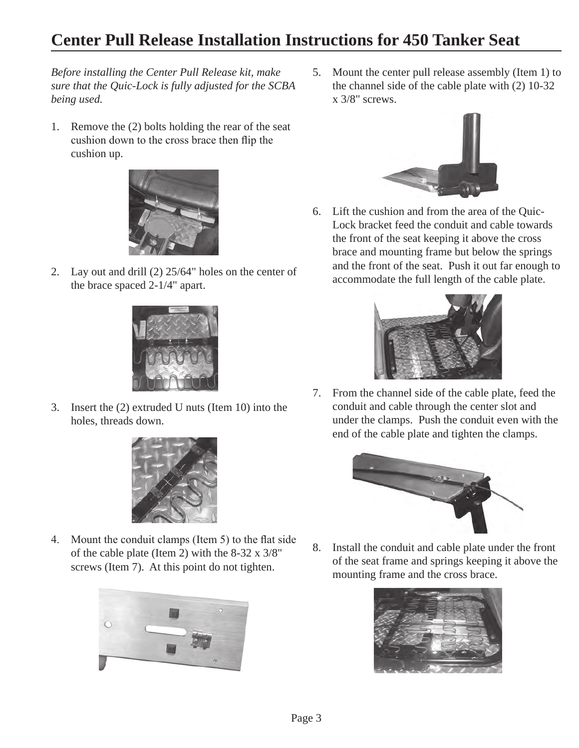# Center Pull Release Installation Instructions for 450 Tanker Seat

*Before installing the Center Pull Release kit, make sure that the Quic-Lock is fully adjusted for the SCBA being used.*

1. Remove the (2) bolts holding the rear of the seat cushion down to the cross brace then flip the cushion up.

2. Lay out and drill (2) 25/64" holes on the center of the brace spaced 2-1/4" apart.

3. Insert the (2) extruded U nuts (Item 10) into the holes, threads down.

4. Mount the conduit clamps (Item 5) to the flat side of the cable plate (Item 2) with the 8-32 x 3/8" screws (Item 7). At this point do not tighten.

5. Mount the center pull release assembly (Item 1) to the channel side of the cable plate with (2) 10-32 x 3/8" screws.

6. Lift the cushion and from the area of the Quic-Lock bracket feed the conduit and cable towards the front of the seat keeping it above the cross brace and mounting frame but below the springs and the front of the seat. Push it out far enough to accommodate the full length of the cable plate.

7. From the channel side of the cable plate, feed the conduit and cable through the center slot and under the clamps. Push the conduit even with the end of the cable plate and tighten the clamps.

8. Install the conduit and cable plate under the front of the seat frame and springs keeping it above the mounting frame and the cross brace.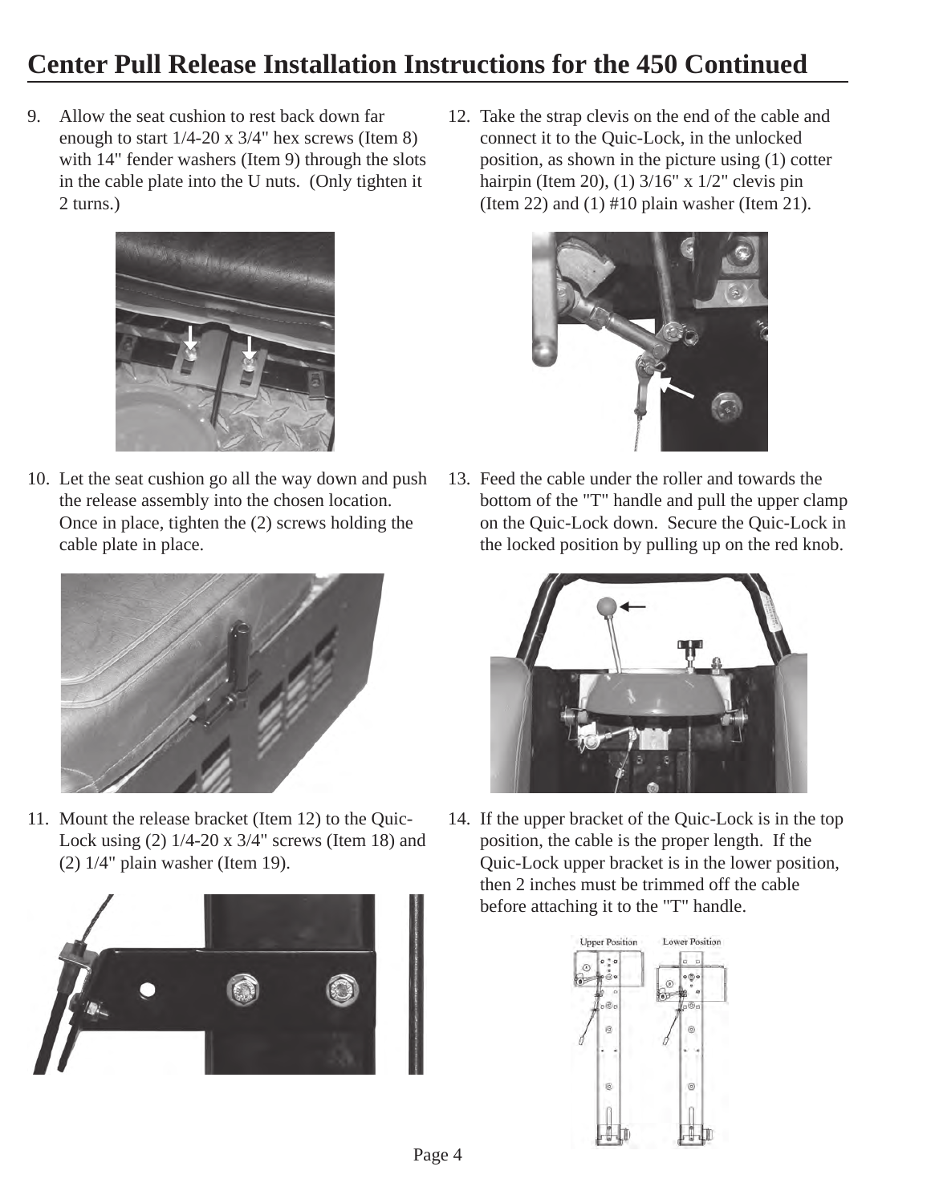# Center Pull Release Installation Instructions for the 450 Continued

9. Allow the seat cushion to rest back down far enough to start 1/4-20 x 3/4" hex screws (Item 8) with 14" fender washers (Item 9) through the slots in the cable plate into the U nuts. (Only tighten it 2 turns.)

10. Let the seat cushion go all the way down and push the release assembly into the chosen location. Once in place, tighten the (2) screws holding the cable plate in place.

11. Mount the release bracket (Item 12) to the Quic-Lock using (2) 1/4-20 x 3/4" screws (Item 18) and (2) 1/4" plain washer (Item 19).

12. Take the strap clevis on the end of the cable and connect it to the Quic-Lock, in the unlocked position, as shown in the picture using (1) cotter hairpin (Item 20), (1) 3/16" x 1/2" clevis pin (Item 22) and (1) #10 plain washer (Item 21).

13. Feed the cable under the roller and towards the bottom of the "T" handle and pull the upper clamp on the Quic-Lock down. Secure the Quic-Lock in the locked position by pulling up on the red knob.

14. If the upper bracket of the Quic-Lock is in the top position, the cable is the proper length. If the Quic-Lock upper bracket is in the lower position, then 2 inches must be trimmed off the cable before attaching it to the "T" handle.

Upper Position    Lower Position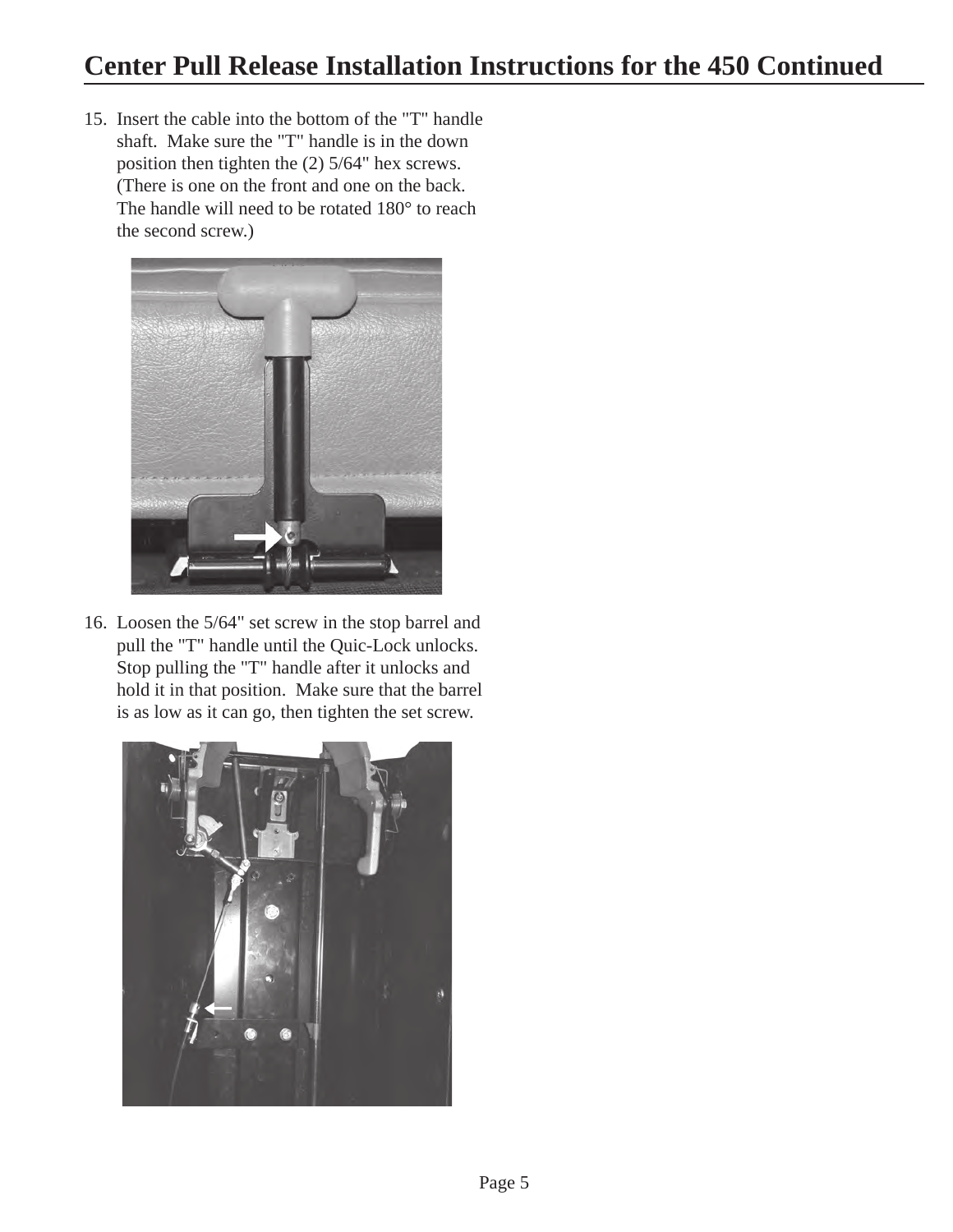# Center Pull Release Installation Instructions for the 450 Continued

15. Insert the cable into the bottom of the "T" handle shaft. Make sure the "T" handle is in the down position then tighten the (2) 5/64" hex screws. (There is one on the front and one on the back. The handle will need to be rotated 180° to reach the second screw.)

16. Loosen the 5/64" set screw in the stop barrel and pull the "T" handle until the Quic-Lock unlocks. Stop pulling the "T" handle after it unlocks and hold it in that position. Make sure that the barrel is as low as it can go, then tighten the set screw.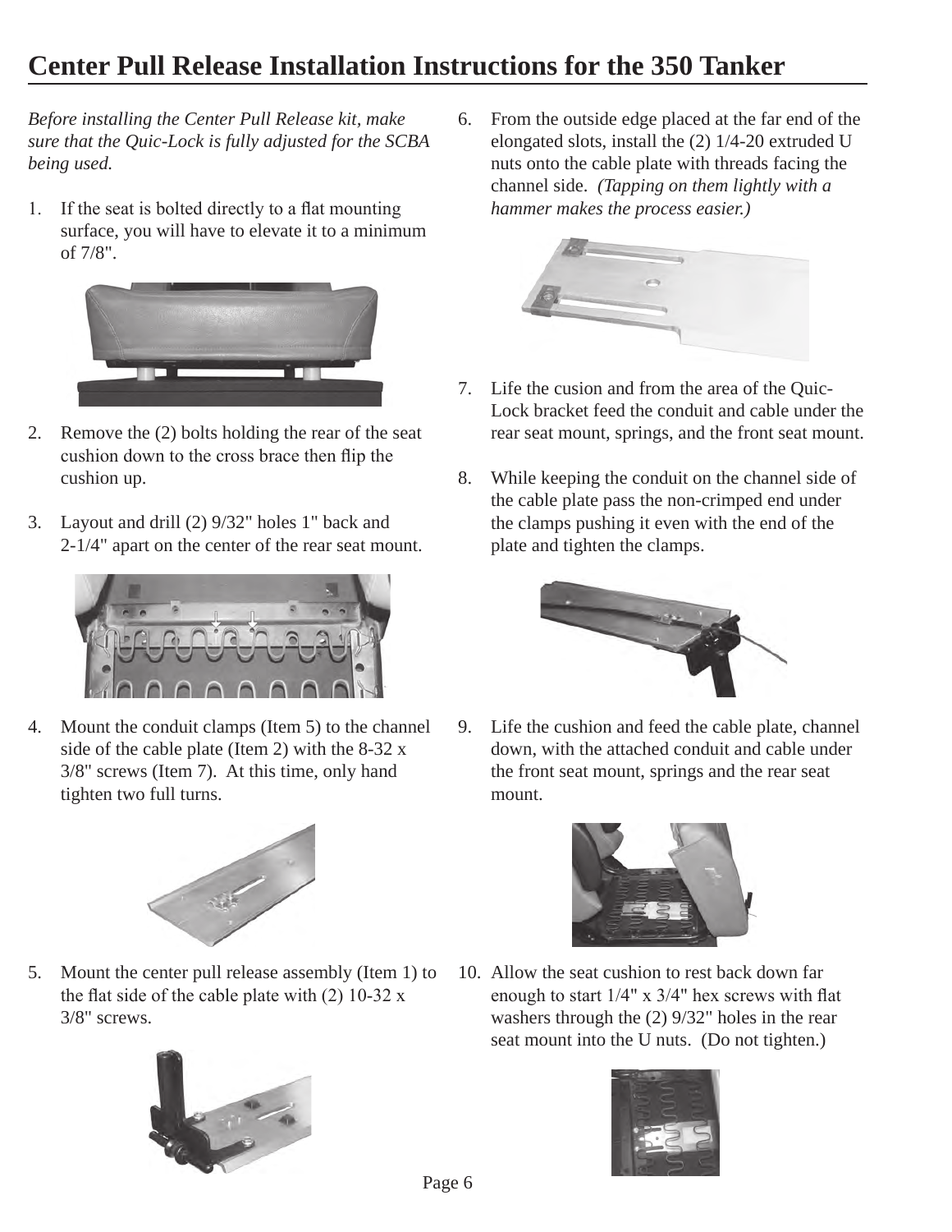# Center Pull Release Installation Instructions for the 350 Tanker

*Before installing the Center Pull Release kit, make sure that the Quic-Lock is fully adjusted for the SCBA being used.*

1. If the seat is bolted directly to a flat mounting surface, you will have to elevate it to a minimum of 7/8".

2. Remove the (2) bolts holding the rear of the seat cushion down to the cross brace then flip the cushion up.

3. Layout and drill (2) 9/32" holes 1" back and 2-1/4" apart on the center of the rear seat mount.

4. Mount the conduit clamps (Item 5) to the channel side of the cable plate (Item 2) with the 8-32 x 3/8" screws (Item 7). At this time, only hand tighten two full turns.

5. Mount the center pull release assembly (Item 1) to the flat side of the cable plate with (2) 10-32 x 3/8" screws.

6. From the outside edge placed at the far end of the elongated slots, install the (2) 1/4-20 extruded U nuts onto the cable plate with threads facing the channel side. *(Tapping on them lightly with a hammer makes the process easier.)*

7. Life the cusion and from the area of the Quic-Lock bracket feed the conduit and cable under the rear seat mount, springs, and the front seat mount.

8. While keeping the conduit on the channel side of the cable plate pass the non-crimped end under the clamps pushing it even with the end of the plate and tighten the clamps.

9. Life the cushion and feed the cable plate, channel down, with the attached conduit and cable under the front seat mount, springs and the rear seat mount.

10. Allow the seat cushion to rest back down far enough to start 1/4" x 3/4" hex screws with flat washers through the (2) 9/32" holes in the rear seat mount into the U nuts. (Do not tighten.)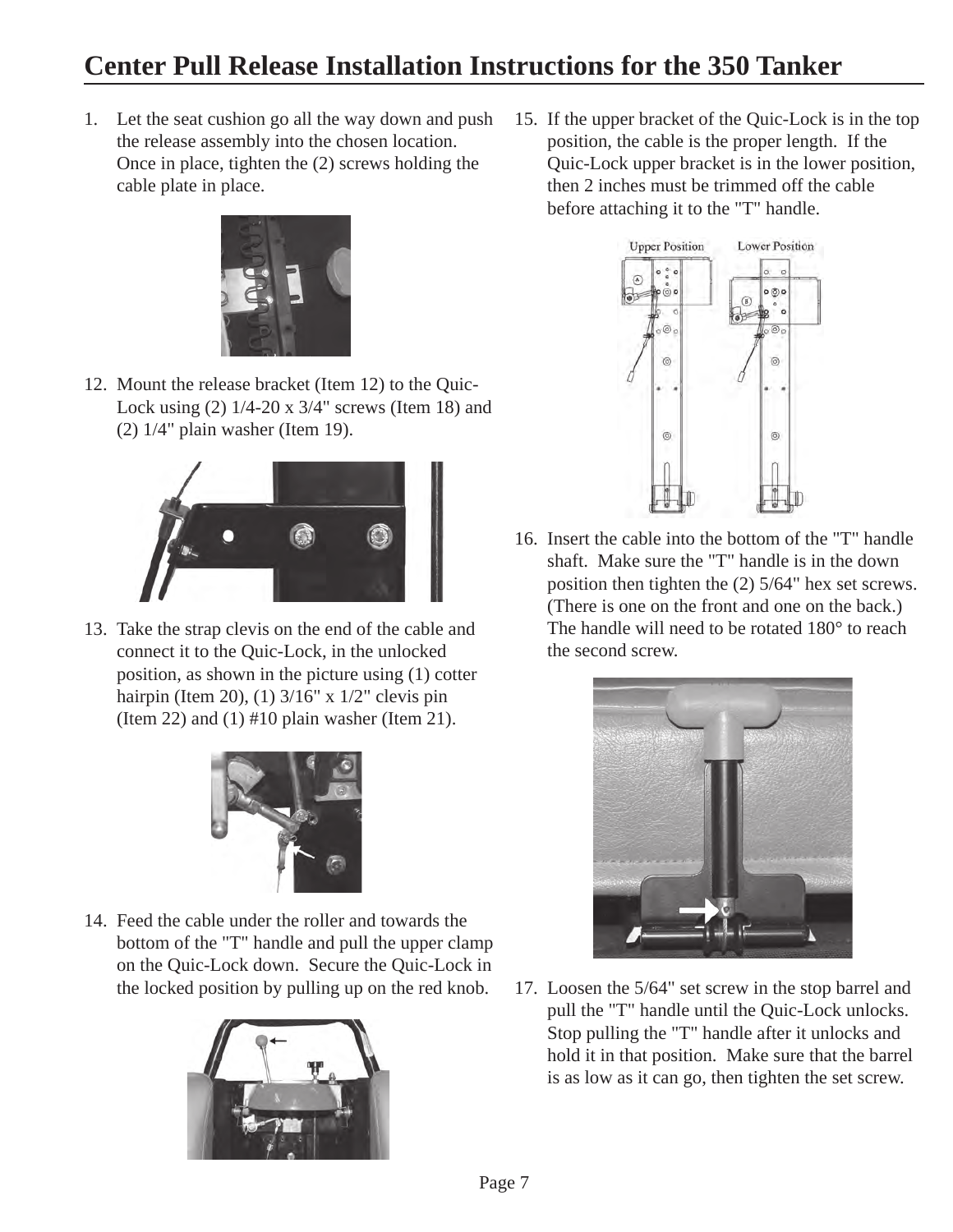# Center Pull Release Installation Instructions for the 350 Tanker

1. Let the seat cushion go all the way down and push the release assembly into the chosen location. Once in place, tighten the (2) screws holding the cable plate in place.

12. Mount the release bracket (Item 12) to the Quic-Lock using (2) 1/4-20 x 3/4" screws (Item 18) and (2) 1/4" plain washer (Item 19).

13. Take the strap clevis on the end of the cable and connect it to the Quic-Lock, in the unlocked position, as shown in the picture using (1) cotter hairpin (Item 20), (1) 3/16" x 1/2" clevis pin (Item 22) and (1) #10 plain washer (Item 21).

14. Feed the cable under the roller and towards the bottom of the "T" handle and pull the upper clamp on the Quic-Lock down. Secure the Quic-Lock in the locked position by pulling up on the red knob.

15. If the upper bracket of the Quic-Lock is in the top position, the cable is the proper length. If the Quic-Lock upper bracket is in the lower position, then 2 inches must be trimmed off the cable before attaching it to the "T" handle.

Upper Position　　Lower Position

16. Insert the cable into the bottom of the "T" handle shaft. Make sure the "T" handle is in the down position then tighten the (2) 5/64" hex set screws. (There is one on the front and one on the back.) The handle will need to be rotated 180° to reach the second screw.

17. Loosen the 5/64" set screw in the stop barrel and pull the "T" handle until the Quic-Lock unlocks. Stop pulling the "T" handle after it unlocks and hold it in that position. Make sure that the barrel is as low as it can go, then tighten the set screw.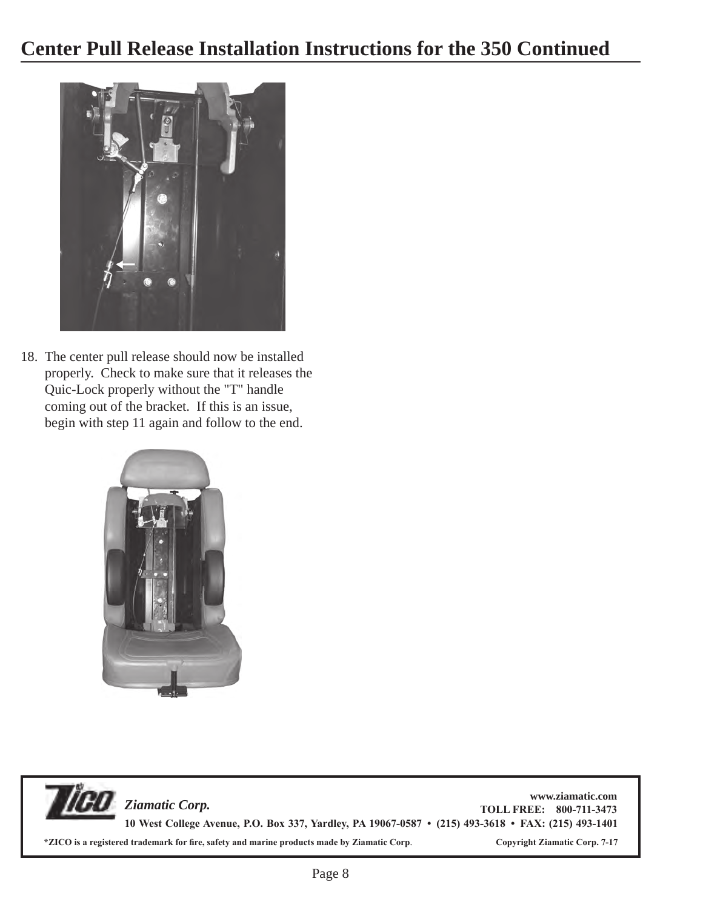# Center Pull Release Installation Instructions for the 350 Continued

18. The center pull release should now be installed properly. Check to make sure that it releases the Quic-Lock properly without the "T" handle coming out of the bracket. If this is an issue, begin with step 11 again and follow to the end.

*Ziamatic Corp.*

**www.ziamatic.com**
**TOLL FREE: 800-711-3473**
**10 West College Avenue, P.O. Box 337, Yardley, PA 19067-0587 • (215) 493-3618 • FAX: (215) 493-1401**

**\*ZICO is a registered trademark for fire, safety and marine products made by Ziamatic Corp.** **Copyright Ziamatic Corp. 7-17**